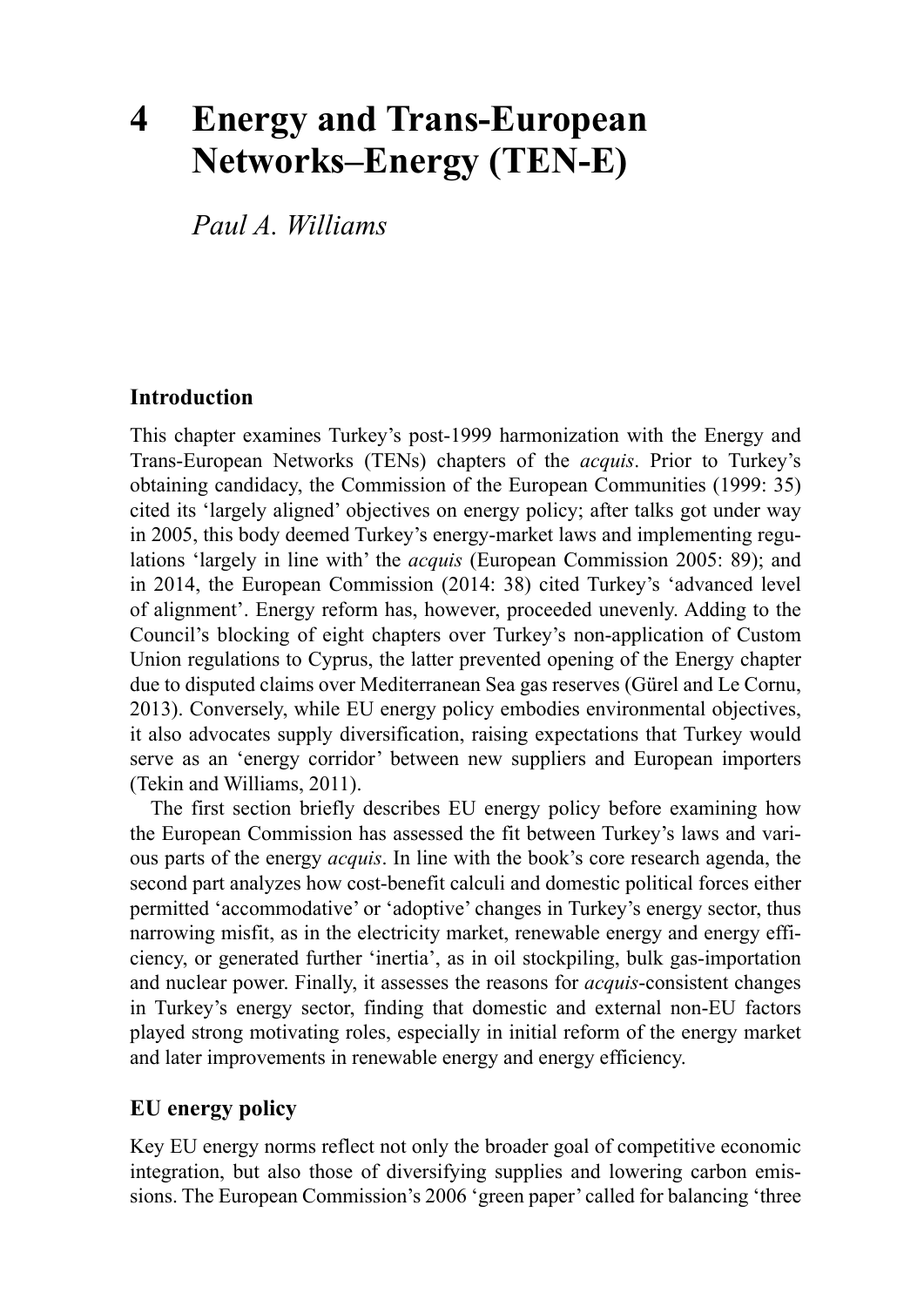# 4 Energy and Trans-European Networks–Energy (TEN-E)

*Paul A. Williams*

## Introduction

This chapter examines Turkey's post-1999 harmonization with the Energy and Trans-European Networks (TENs) chapters of the *acquis*. Prior to Turkey's obtaining candidacy, the Commission of the European Communities (1999: 35) cited its 'largely aligned' objectives on energy policy; after talks got under way in 2005, this body deemed Turkey's energy-market laws and implementing regulations 'largely in line with' the *acquis* (European Commission 2005: 89); and in 2014, the European Commission (2014: 38) cited Turkey's 'advanced level of alignment'. Energy reform has, however, proceeded unevenly. Adding to the Council's blocking of eight chapters over Turkey's non-application of Custom Union regulations to Cyprus, the latter prevented opening of the Energy chapter due to disputed claims over Mediterranean Sea gas reserves (Gürel and Le Cornu, 2013). Conversely, while EU energy policy embodies environmental objectives, it also advocates supply diversification, raising expectations that Turkey would serve as an 'energy corridor' between new suppliers and European importers (Tekin and Williams, 2011).

The first section briefly describes EU energy policy before examining how the European Commission has assessed the fit between Turkey's laws and various parts of the energy *acquis*. In line with the book's core research agenda, the second part analyzes how cost-benefit calculi and domestic political forces either permitted 'accommodative' or 'adoptive' changes in Turkey's energy sector, thus narrowing misfit, as in the electricity market, renewable energy and energy efficiency, or generated further 'inertia', as in oil stockpiling, bulk gas-importation and nuclear power. Finally, it assesses the reasons for *acquis*-consistent changes in Turkey's energy sector, finding that domestic and external non-EU factors played strong motivating roles, especially in initial reform of the energy market and later improvements in renewable energy and energy efficiency.

## EU energy policy

Key EU energy norms reflect not only the broader goal of competitive economic integration, but also those of diversifying supplies and lowering carbon emissions. The European Commission's 2006 'green paper' called for balancing 'three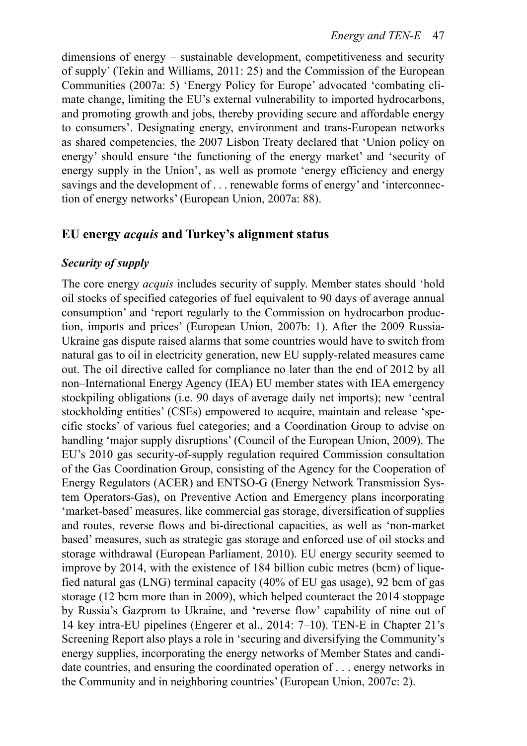dimensions of energy – sustainable development, competitiveness and security of supply' (Tekin and Williams, 2011: 25) and the Commission of the European Communities (2007a: 5) 'Energy Policy for Europe' advocated 'combating climate change, limiting the EU's external vulnerability to imported hydrocarbons, and promoting growth and jobs, thereby providing secure and affordable energy to consumers'. Designating energy, environment and trans-European networks as shared competencies, the 2007 Lisbon Treaty declared that 'Union policy on energy' should ensure 'the functioning of the energy market' and 'security of energy supply in the Union', as well as promote 'energy efficiency and energy savings and the development of . . . renewable forms of energy' and 'interconnection of energy networks' (European Union, 2007a: 88).

## EU energy *acquis* and Turkey's alignment status

### *Security of supply*

The core energy *acquis* includes security of supply. Member states should 'hold oil stocks of specified categories of fuel equivalent to 90 days of average annual consumption' and 'report regularly to the Commission on hydrocarbon production, imports and prices' (European Union, 2007b: 1). After the 2009 Russia-Ukraine gas dispute raised alarms that some countries would have to switch from natural gas to oil in electricity generation, new EU supply-related measures came out. The oil directive called for compliance no later than the end of 2012 by all non–International Energy Agency (IEA) EU member states with IEA emergency stockpiling obligations (i.e. 90 days of average daily net imports); new 'central stockholding entities' (CSEs) empowered to acquire, maintain and release 'specific stocks' of various fuel categories; and a Coordination Group to advise on handling 'major supply disruptions' (Council of the European Union, 2009). The EU's 2010 gas security-of-supply regulation required Commission consultation of the Gas Coordination Group, consisting of the Agency for the Cooperation of Energy Regulators (ACER) and ENTSO-G (Energy Network Transmission System Operators-Gas), on Preventive Action and Emergency plans incorporating 'market-based' measures, like commercial gas storage, diversification of supplies and routes, reverse flows and bi-directional capacities, as well as 'non-market based' measures, such as strategic gas storage and enforced use of oil stocks and storage withdrawal (European Parliament, 2010). EU energy security seemed to improve by 2014, with the existence of 184 billion cubic metres (bcm) of liquefied natural gas (LNG) terminal capacity (40% of EU gas usage), 92 bcm of gas storage (12 bcm more than in 2009), which helped counteract the 2014 stoppage by Russia's Gazprom to Ukraine, and 'reverse flow' capability of nine out of 14 key intra-EU pipelines (Engerer et al., 2014: 7–10). TEN-E in Chapter 21's Screening Report also plays a role in 'securing and diversifying the Community's energy supplies, incorporating the energy networks of Member States and candidate countries, and ensuring the coordinated operation of . . . energy networks in the Community and in neighboring countries' (European Union, 2007c: 2).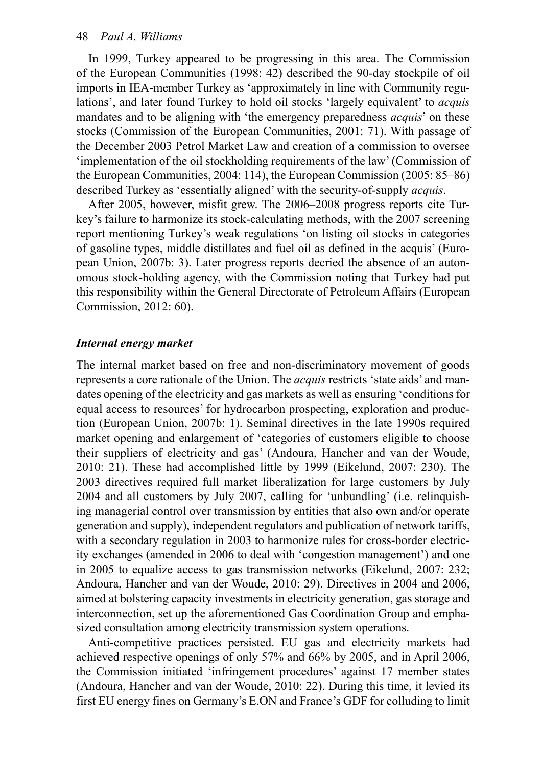In 1999, Turkey appeared to be progressing in this area. The Commission of the European Communities (1998: 42) described the 90-day stockpile of oil imports in IEA-member Turkey as 'approximately in line with Community regulations', and later found Turkey to hold oil stocks 'largely equivalent' to *acquis* mandates and to be aligning with 'the emergency preparedness *acquis*' on these stocks (Commission of the European Communities, 2001: 71). With passage of the December 2003 Petrol Market Law and creation of a commission to oversee 'implementation of the oil stockholding requirements of the law' (Commission of the European Communities, 2004: 114), the European Commission (2005: 85–86) described Turkey as 'essentially aligned' with the security-of-supply *acquis*.

After 2005, however, misfit grew. The 2006–2008 progress reports cite Turkey's failure to harmonize its stock-calculating methods, with the 2007 screening report mentioning Turkey's weak regulations 'on listing oil stocks in categories of gasoline types, middle distillates and fuel oil as defined in the acquis' (European Union, 2007b: 3). Later progress reports decried the absence of an autonomous stock-holding agency, with the Commission noting that Turkey had put this responsibility within the General Directorate of Petroleum Affairs (European Commission, 2012: 60).

### *Internal energy market*

The internal market based on free and non-discriminatory movement of goods represents a core rationale of the Union. The *acquis* restricts 'state aids' and mandates opening of the electricity and gas markets as well as ensuring 'conditions for equal access to resources' for hydrocarbon prospecting, exploration and production (European Union, 2007b: 1). Seminal directives in the late 1990s required market opening and enlargement of 'categories of customers eligible to choose their suppliers of electricity and gas' (Andoura, Hancher and van der Woude, 2010: 21). These had accomplished little by 1999 (Eikelund, 2007: 230). The 2003 directives required full market liberalization for large customers by July 2004 and all customers by July 2007, calling for 'unbundling' (i.e. relinquishing managerial control over transmission by entities that also own and/or operate generation and supply), independent regulators and publication of network tariffs, with a secondary regulation in 2003 to harmonize rules for cross-border electricity exchanges (amended in 2006 to deal with 'congestion management') and one in 2005 to equalize access to gas transmission networks (Eikelund, 2007: 232; Andoura, Hancher and van der Woude, 2010: 29). Directives in 2004 and 2006, aimed at bolstering capacity investments in electricity generation, gas storage and interconnection, set up the aforementioned Gas Coordination Group and emphasized consultation among electricity transmission system operations.

Anti-competitive practices persisted. EU gas and electricity markets had achieved respective openings of only 57% and 66% by 2005, and in April 2006, the Commission initiated 'infringement procedures' against 17 member states (Andoura, Hancher and van der Woude, 2010: 22). During this time, it levied its first EU energy fines on Germany's E.ON and France's GDF for colluding to limit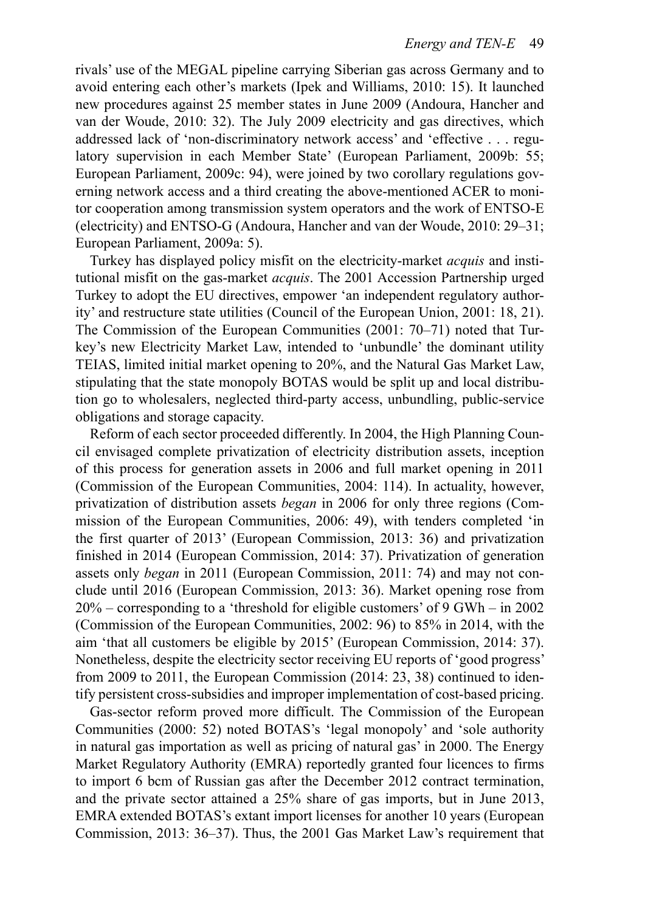rivals' use of the MEGAL pipeline carrying Siberian gas across Germany and to avoid entering each other's markets (Ipek and Williams, 2010: 15). It launched new procedures against 25 member states in June 2009 (Andoura, Hancher and van der Woude, 2010: 32). The July 2009 electricity and gas directives, which addressed lack of 'non-discriminatory network access' and 'effective . . . regulatory supervision in each Member State' (European Parliament, 2009b: 55; European Parliament, 2009c: 94), were joined by two corollary regulations governing network access and a third creating the above-mentioned ACER to monitor cooperation among transmission system operators and the work of ENTSO-E (electricity) and ENTSO-G (Andoura, Hancher and van der Woude, 2010: 29–31; European Parliament, 2009a: 5).

Turkey has displayed policy misfit on the electricity-market *acquis* and institutional misfit on the gas-market *acquis*. The 2001 Accession Partnership urged Turkey to adopt the EU directives, empower 'an independent regulatory authority' and restructure state utilities (Council of the European Union, 2001: 18, 21). The Commission of the European Communities (2001: 70–71) noted that Turkey's new Electricity Market Law, intended to 'unbundle' the dominant utility TEIAS, limited initial market opening to 20%, and the Natural Gas Market Law, stipulating that the state monopoly BOTAS would be split up and local distribution go to wholesalers, neglected third-party access, unbundling, public-service obligations and storage capacity.

Reform of each sector proceeded differently. In 2004, the High Planning Council envisaged complete privatization of electricity distribution assets, inception of this process for generation assets in 2006 and full market opening in 2011 (Commission of the European Communities, 2004: 114). In actuality, however, privatization of distribution assets *began* in 2006 for only three regions (Commission of the European Communities, 2006: 49), with tenders completed 'in the first quarter of 2013' (European Commission, 2013: 36) and privatization finished in 2014 (European Commission, 2014: 37). Privatization of generation assets only *began* in 2011 (European Commission, 2011: 74) and may not conclude until 2016 (European Commission, 2013: 36). Market opening rose from 20% – corresponding to a 'threshold for eligible customers' of 9 GWh – in 2002 (Commission of the European Communities, 2002: 96) to 85% in 2014, with the aim 'that all customers be eligible by 2015' (European Commission, 2014: 37). Nonetheless, despite the electricity sector receiving EU reports of 'good progress' from 2009 to 2011, the European Commission (2014: 23, 38) continued to identify persistent cross-subsidies and improper implementation of cost-based pricing.

Gas-sector reform proved more difficult. The Commission of the European Communities (2000: 52) noted BOTAS's 'legal monopoly' and 'sole authority in natural gas importation as well as pricing of natural gas' in 2000. The Energy Market Regulatory Authority (EMRA) reportedly granted four licences to firms to import 6 bcm of Russian gas after the December 2012 contract termination, and the private sector attained a 25% share of gas imports, but in June 2013, EMRA extended BOTAS's extant import licenses for another 10 years (European Commission, 2013: 36–37). Thus, the 2001 Gas Market Law's requirement that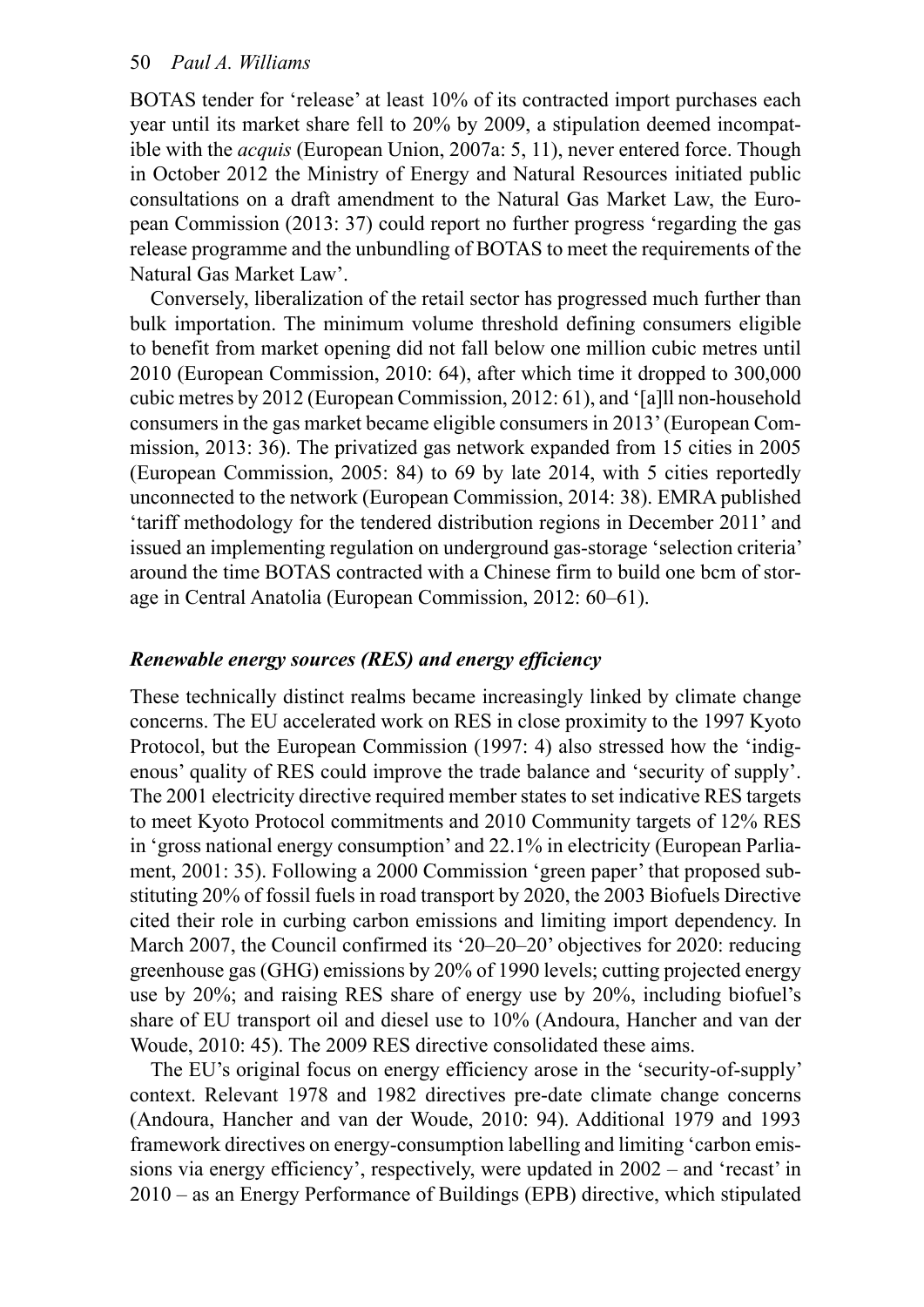BOTAS tender for 'release' at least 10% of its contracted import purchases each year until its market share fell to 20% by 2009, a stipulation deemed incompatible with the *acquis* (European Union, 2007a: 5, 11), never entered force. Though in October 2012 the Ministry of Energy and Natural Resources initiated public consultations on a draft amendment to the Natural Gas Market Law, the European Commission (2013: 37) could report no further progress 'regarding the gas release programme and the unbundling of BOTAS to meet the requirements of the Natural Gas Market Law'.

Conversely, liberalization of the retail sector has progressed much further than bulk importation. The minimum volume threshold defining consumers eligible to benefit from market opening did not fall below one million cubic metres until 2010 (European Commission, 2010: 64), after which time it dropped to 300,000 cubic metres by 2012 (European Commission, 2012: 61), and '[a]ll non-household consumers in the gas market became eligible consumers in 2013' (European Commission, 2013: 36). The privatized gas network expanded from 15 cities in 2005 (European Commission, 2005: 84) to 69 by late 2014, with 5 cities reportedly unconnected to the network (European Commission, 2014: 38). EMRA published 'tariff methodology for the tendered distribution regions in December 2011' and issued an implementing regulation on underground gas-storage 'selection criteria' around the time BOTAS contracted with a Chinese firm to build one bcm of storage in Central Anatolia (European Commission, 2012: 60–61).

### *Renewable energy sources (RES) and energy efficiency*

These technically distinct realms became increasingly linked by climate change concerns. The EU accelerated work on RES in close proximity to the 1997 Kyoto Protocol, but the European Commission (1997: 4) also stressed how the 'indigenous' quality of RES could improve the trade balance and 'security of supply'. The 2001 electricity directive required member states to set indicative RES targets to meet Kyoto Protocol commitments and 2010 Community targets of 12% RES in 'gross national energy consumption' and 22.1% in electricity (European Parliament, 2001: 35). Following a 2000 Commission 'green paper' that proposed substituting 20% of fossil fuels in road transport by 2020, the 2003 Biofuels Directive cited their role in curbing carbon emissions and limiting import dependency. In March 2007, the Council confirmed its '20–20–20' objectives for 2020: reducing greenhouse gas (GHG) emissions by 20% of 1990 levels; cutting projected energy use by 20%; and raising RES share of energy use by 20%, including biofuel's share of EU transport oil and diesel use to 10% (Andoura, Hancher and van der Woude, 2010: 45). The 2009 RES directive consolidated these aims.

The EU's original focus on energy efficiency arose in the 'security-of-supply' context. Relevant 1978 and 1982 directives pre-date climate change concerns (Andoura, Hancher and van der Woude, 2010: 94). Additional 1979 and 1993 framework directives on energy-consumption labelling and limiting 'carbon emissions via energy efficiency', respectively, were updated in 2002 – and 'recast' in 2010 – as an Energy Performance of Buildings (EPB) directive, which stipulated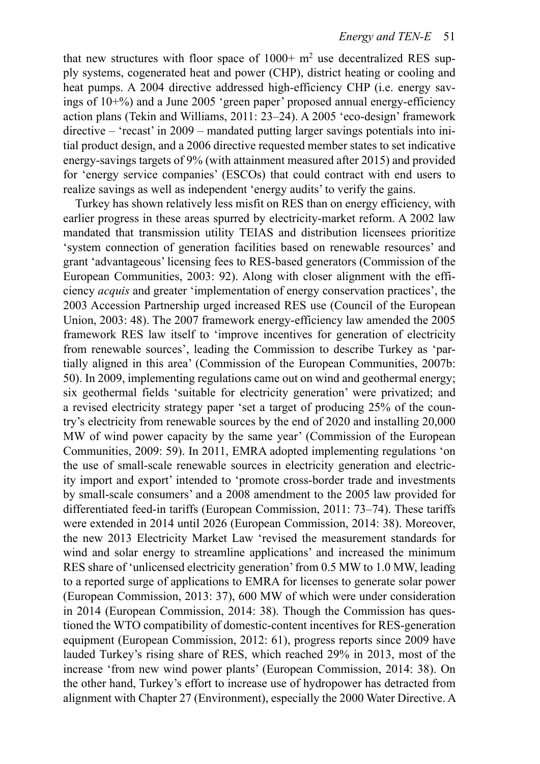that new structures with floor space of 1000+ $m^2$ use decentralized RES supply systems, cogenerated heat and power (CHP), district heating or cooling and heat pumps. A 2004 directive addressed high-efficiency CHP (i.e. energy savings of 10+%) and a June 2005 'green paper' proposed annual energy-efficiency action plans (Tekin and Williams, 2011: 23–24). A 2005 'eco-design' framework directive – 'recast' in 2009 – mandated putting larger savings potentials into initial product design, and a 2006 directive requested member states to set indicative energy-savings targets of 9% (with attainment measured after 2015) and provided for 'energy service companies' (ESCOs) that could contract with end users to realize savings as well as independent 'energy audits' to verify the gains.

Turkey has shown relatively less misfit on RES than on energy efficiency, with earlier progress in these areas spurred by electricity-market reform. A 2002 law mandated that transmission utility TEIAS and distribution licensees prioritize 'system connection of generation facilities based on renewable resources' and grant 'advantageous' licensing fees to RES-based generators (Commission of the European Communities, 2003: 92). Along with closer alignment with the efficiency *acquis* and greater 'implementation of energy conservation practices', the 2003 Accession Partnership urged increased RES use (Council of the European Union, 2003: 48). The 2007 framework energy-efficiency law amended the 2005 framework RES law itself to 'improve incentives for generation of electricity from renewable sources', leading the Commission to describe Turkey as 'partially aligned in this area' (Commission of the European Communities, 2007b: 50). In 2009, implementing regulations came out on wind and geothermal energy; six geothermal fields 'suitable for electricity generation' were privatized; and a revised electricity strategy paper 'set a target of producing 25% of the country's electricity from renewable sources by the end of 2020 and installing 20,000 MW of wind power capacity by the same year' (Commission of the European Communities, 2009: 59). In 2011, EMRA adopted implementing regulations 'on the use of small-scale renewable sources in electricity generation and electricity import and export' intended to 'promote cross-border trade and investments by small-scale consumers' and a 2008 amendment to the 2005 law provided for differentiated feed-in tariffs (European Commission, 2011: 73–74). These tariffs were extended in 2014 until 2026 (European Commission, 2014: 38). Moreover, the new 2013 Electricity Market Law 'revised the measurement standards for wind and solar energy to streamline applications' and increased the minimum RES share of 'unlicensed electricity generation' from 0.5 MW to 1.0 MW, leading to a reported surge of applications to EMRA for licenses to generate solar power (European Commission, 2013: 37), 600 MW of which were under consideration in 2014 (European Commission, 2014: 38). Though the Commission has questioned the WTO compatibility of domestic-content incentives for RES-generation equipment (European Commission, 2012: 61), progress reports since 2009 have lauded Turkey's rising share of RES, which reached 29% in 2013, most of the increase 'from new wind power plants' (European Commission, 2014: 38). On the other hand, Turkey's effort to increase use of hydropower has detracted from alignment with Chapter 27 (Environment), especially the 2000 Water Directive. A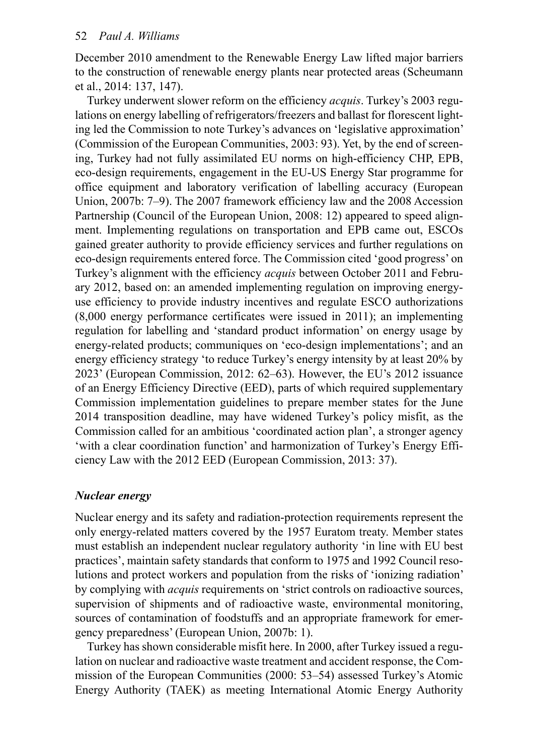December 2010 amendment to the Renewable Energy Law lifted major barriers to the construction of renewable energy plants near protected areas (Scheumann et al., 2014: 137, 147).

Turkey underwent slower reform on the efficiency *acquis*. Turkey's 2003 regulations on energy labelling of refrigerators/freezers and ballast for florescent lighting led the Commission to note Turkey's advances on 'legislative approximation' (Commission of the European Communities, 2003: 93). Yet, by the end of screening, Turkey had not fully assimilated EU norms on high-efficiency CHP, EPB, eco-design requirements, engagement in the EU-US Energy Star programme for office equipment and laboratory verification of labelling accuracy (European Union, 2007b: 7–9). The 2007 framework efficiency law and the 2008 Accession Partnership (Council of the European Union, 2008: 12) appeared to speed alignment. Implementing regulations on transportation and EPB came out, ESCOs gained greater authority to provide efficiency services and further regulations on eco-design requirements entered force. The Commission cited 'good progress' on Turkey's alignment with the efficiency *acquis* between October 2011 and February 2012, based on: an amended implementing regulation on improving energy-use efficiency to provide industry incentives and regulate ESCO authorizations (8,000 energy performance certificates were issued in 2011); an implementing regulation for labelling and 'standard product information' on energy usage by energy-related products; communiques on 'eco-design implementations'; and an energy efficiency strategy 'to reduce Turkey's energy intensity by at least 20% by 2023' (European Commission, 2012: 62–63). However, the EU's 2012 issuance of an Energy Efficiency Directive (EED), parts of which required supplementary Commission implementation guidelines to prepare member states for the June 2014 transposition deadline, may have widened Turkey's policy misfit, as the Commission called for an ambitious 'coordinated action plan', a stronger agency 'with a clear coordination function' and harmonization of Turkey's Energy Efficiency Law with the 2012 EED (European Commission, 2013: 37).

### *Nuclear energy*

Nuclear energy and its safety and radiation-protection requirements represent the only energy-related matters covered by the 1957 Euratom treaty. Member states must establish an independent nuclear regulatory authority 'in line with EU best practices', maintain safety standards that conform to 1975 and 1992 Council resolutions and protect workers and population from the risks of 'ionizing radiation' by complying with *acquis* requirements on 'strict controls on radioactive sources, supervision of shipments and of radioactive waste, environmental monitoring, sources of contamination of foodstuffs and an appropriate framework for emergency preparedness' (European Union, 2007b: 1).

Turkey has shown considerable misfit here. In 2000, after Turkey issued a regulation on nuclear and radioactive waste treatment and accident response, the Commission of the European Communities (2000: 53–54) assessed Turkey's Atomic Energy Authority (TAEK) as meeting International Atomic Energy Authority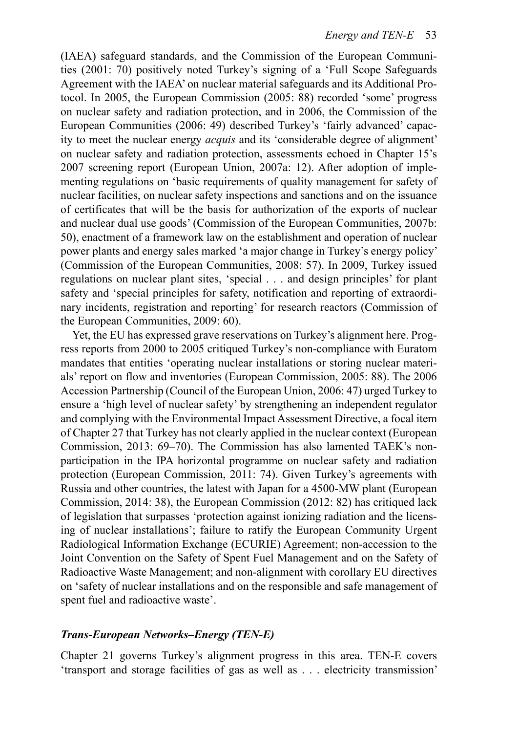(IAEA) safeguard standards, and the Commission of the European Communities (2001: 70) positively noted Turkey's signing of a 'Full Scope Safeguards Agreement with the IAEA' on nuclear material safeguards and its Additional Protocol. In 2005, the European Commission (2005: 88) recorded 'some' progress on nuclear safety and radiation protection, and in 2006, the Commission of the European Communities (2006: 49) described Turkey's 'fairly advanced' capacity to meet the nuclear energy *acquis* and its 'considerable degree of alignment' on nuclear safety and radiation protection, assessments echoed in Chapter 15's 2007 screening report (European Union, 2007a: 12). After adoption of implementing regulations on 'basic requirements of quality management for safety of nuclear facilities, on nuclear safety inspections and sanctions and on the issuance of certificates that will be the basis for authorization of the exports of nuclear and nuclear dual use goods' (Commission of the European Communities, 2007b: 50), enactment of a framework law on the establishment and operation of nuclear power plants and energy sales marked 'a major change in Turkey's energy policy' (Commission of the European Communities, 2008: 57). In 2009, Turkey issued regulations on nuclear plant sites, 'special . . . and design principles' for plant safety and 'special principles for safety, notification and reporting of extraordinary incidents, registration and reporting' for research reactors (Commission of the European Communities, 2009: 60).

Yet, the EU has expressed grave reservations on Turkey's alignment here. Progress reports from 2000 to 2005 critiqued Turkey's non-compliance with Euratom mandates that entities 'operating nuclear installations or storing nuclear materials' report on flow and inventories (European Commission, 2005: 88). The 2006 Accession Partnership (Council of the European Union, 2006: 47) urged Turkey to ensure a 'high level of nuclear safety' by strengthening an independent regulator and complying with the Environmental Impact Assessment Directive, a focal item of Chapter 27 that Turkey has not clearly applied in the nuclear context (European Commission, 2013: 69–70). The Commission has also lamented TAEK's non-participation in the IPA horizontal programme on nuclear safety and radiation protection (European Commission, 2011: 74). Given Turkey's agreements with Russia and other countries, the latest with Japan for a 4500-MW plant (European Commission, 2014: 38), the European Commission (2012: 82) has critiqued lack of legislation that surpasses 'protection against ionizing radiation and the licensing of nuclear installations'; failure to ratify the European Community Urgent Radiological Information Exchange (ECURIE) Agreement; non-accession to the Joint Convention on the Safety of Spent Fuel Management and on the Safety of Radioactive Waste Management; and non-alignment with corollary EU directives on 'safety of nuclear installations and on the responsible and safe management of spent fuel and radioactive waste'.

### *Trans-European Networks–Energy (TEN-E)*

Chapter 21 governs Turkey's alignment progress in this area. TEN-E covers 'transport and storage facilities of gas as well as . . . electricity transmission'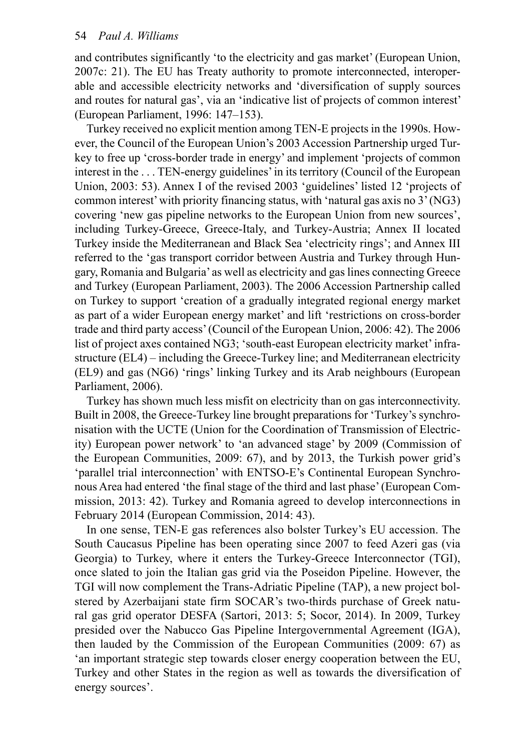and contributes significantly 'to the electricity and gas market' (European Union, 2007c: 21). The EU has Treaty authority to promote interconnected, interoperable and accessible electricity networks and 'diversification of supply sources and routes for natural gas', via an 'indicative list of projects of common interest' (European Parliament, 1996: 147–153).

Turkey received no explicit mention among TEN-E projects in the 1990s. However, the Council of the European Union's 2003 Accession Partnership urged Turkey to free up 'cross-border trade in energy' and implement 'projects of common interest in the . . . TEN-energy guidelines' in its territory (Council of the European Union, 2003: 53). Annex I of the revised 2003 'guidelines' listed 12 'projects of common interest' with priority financing status, with 'natural gas axis no 3' (NG3) covering 'new gas pipeline networks to the European Union from new sources', including Turkey-Greece, Greece-Italy, and Turkey-Austria; Annex II located Turkey inside the Mediterranean and Black Sea 'electricity rings'; and Annex III referred to the 'gas transport corridor between Austria and Turkey through Hungary, Romania and Bulgaria' as well as electricity and gas lines connecting Greece and Turkey (European Parliament, 2003). The 2006 Accession Partnership called on Turkey to support 'creation of a gradually integrated regional energy market as part of a wider European energy market' and lift 'restrictions on cross-border trade and third party access' (Council of the European Union, 2006: 42). The 2006 list of project axes contained NG3; 'south-east European electricity market' infrastructure (EL4) – including the Greece-Turkey line; and Mediterranean electricity (EL9) and gas (NG6) 'rings' linking Turkey and its Arab neighbours (European Parliament, 2006).

Turkey has shown much less misfit on electricity than on gas interconnectivity. Built in 2008, the Greece-Turkey line brought preparations for 'Turkey's synchronisation with the UCTE (Union for the Coordination of Transmission of Electricity) European power network' to 'an advanced stage' by 2009 (Commission of the European Communities, 2009: 67), and by 2013, the Turkish power grid's 'parallel trial interconnection' with ENTSO-E's Continental European Synchronous Area had entered 'the final stage of the third and last phase' (European Commission, 2013: 42). Turkey and Romania agreed to develop interconnections in February 2014 (European Commission, 2014: 43).

In one sense, TEN-E gas references also bolster Turkey's EU accession. The South Caucasus Pipeline has been operating since 2007 to feed Azeri gas (via Georgia) to Turkey, where it enters the Turkey-Greece Interconnector (TGI), once slated to join the Italian gas grid via the Poseidon Pipeline. However, the TGI will now complement the Trans-Adriatic Pipeline (TAP), a new project bolstered by Azerbaijani state firm SOCAR's two-thirds purchase of Greek natural gas grid operator DESFA (Sartori, 2013: 5; Socor, 2014). In 2009, Turkey presided over the Nabucco Gas Pipeline Intergovernmental Agreement (IGA), then lauded by the Commission of the European Communities (2009: 67) as 'an important strategic step towards closer energy cooperation between the EU, Turkey and other States in the region as well as towards the diversification of energy sources'.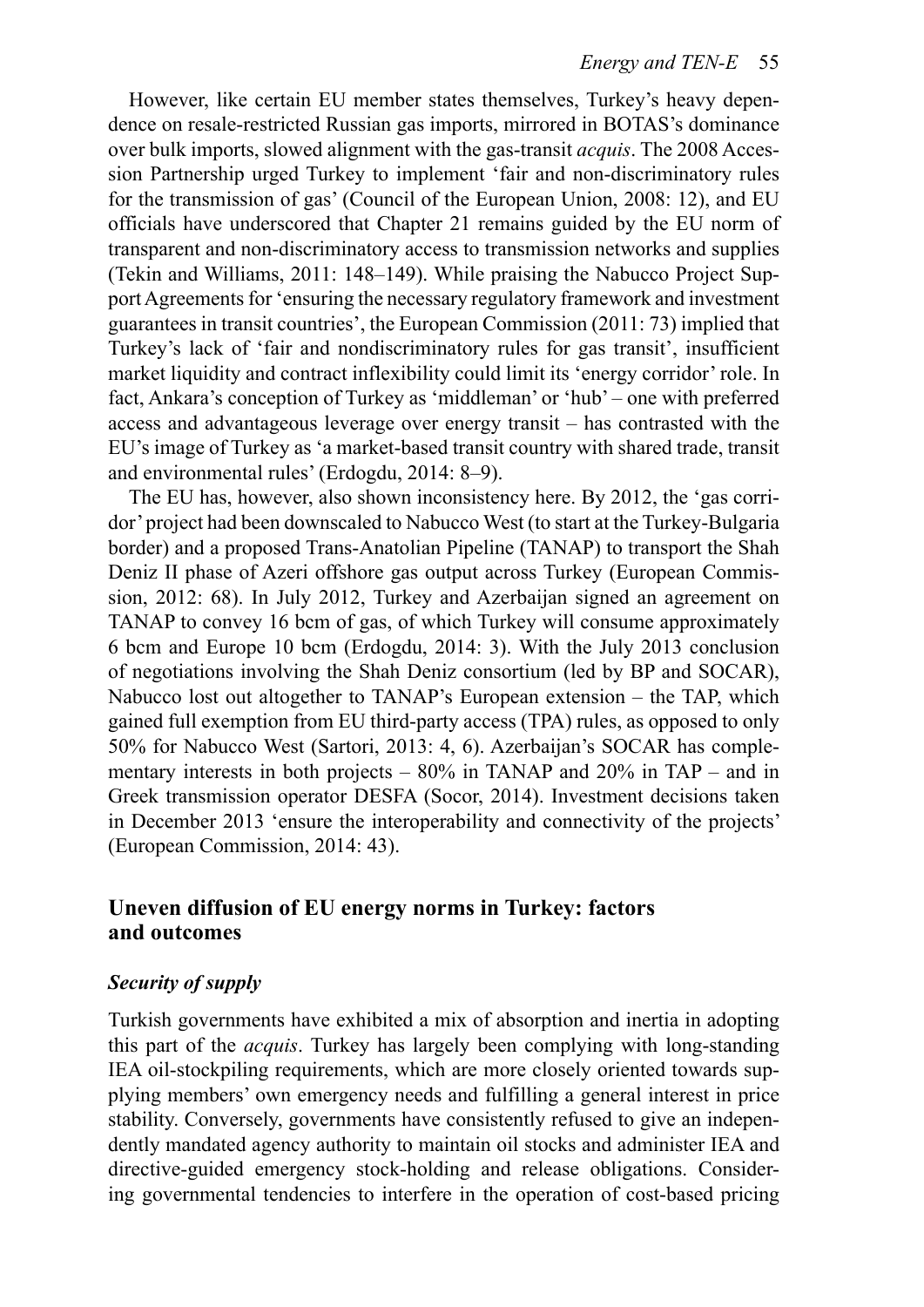However, like certain EU member states themselves, Turkey's heavy dependence on resale-restricted Russian gas imports, mirrored in BOTAS's dominance over bulk imports, slowed alignment with the gas-transit *acquis*. The 2008 Accession Partnership urged Turkey to implement 'fair and non-discriminatory rules for the transmission of gas' (Council of the European Union, 2008: 12), and EU officials have underscored that Chapter 21 remains guided by the EU norm of transparent and non-discriminatory access to transmission networks and supplies (Tekin and Williams, 2011: 148–149). While praising the Nabucco Project Support Agreements for 'ensuring the necessary regulatory framework and investment guarantees in transit countries', the European Commission (2011: 73) implied that Turkey's lack of 'fair and nondiscriminatory rules for gas transit', insufficient market liquidity and contract inflexibility could limit its 'energy corridor' role. In fact, Ankara's conception of Turkey as 'middleman' or 'hub' – one with preferred access and advantageous leverage over energy transit – has contrasted with the EU's image of Turkey as 'a market-based transit country with shared trade, transit and environmental rules' (Erdogdu, 2014: 8–9).

The EU has, however, also shown inconsistency here. By 2012, the 'gas corridor' project had been downscaled to Nabucco West (to start at the Turkey-Bulgaria border) and a proposed Trans-Anatolian Pipeline (TANAP) to transport the Shah Deniz II phase of Azeri offshore gas output across Turkey (European Commission, 2012: 68). In July 2012, Turkey and Azerbaijan signed an agreement on TANAP to convey 16 bcm of gas, of which Turkey will consume approximately 6 bcm and Europe 10 bcm (Erdogdu, 2014: 3). With the July 2013 conclusion of negotiations involving the Shah Deniz consortium (led by BP and SOCAR), Nabucco lost out altogether to TANAP's European extension – the TAP, which gained full exemption from EU third-party access (TPA) rules, as opposed to only 50% for Nabucco West (Sartori, 2013: 4, 6). Azerbaijan's SOCAR has complementary interests in both projects – 80% in TANAP and 20% in TAP – and in Greek transmission operator DESFA (Socor, 2014). Investment decisions taken in December 2013 'ensure the interoperability and connectivity of the projects' (European Commission, 2014: 43).

## Uneven diffusion of EU energy norms in Turkey: factors and outcomes

### *Security of supply*

Turkish governments have exhibited a mix of absorption and inertia in adopting this part of the *acquis*. Turkey has largely been complying with long-standing IEA oil-stockpiling requirements, which are more closely oriented towards supplying members' own emergency needs and fulfilling a general interest in price stability. Conversely, governments have consistently refused to give an independently mandated agency authority to maintain oil stocks and administer IEA and directive-guided emergency stock-holding and release obligations. Considering governmental tendencies to interfere in the operation of cost-based pricing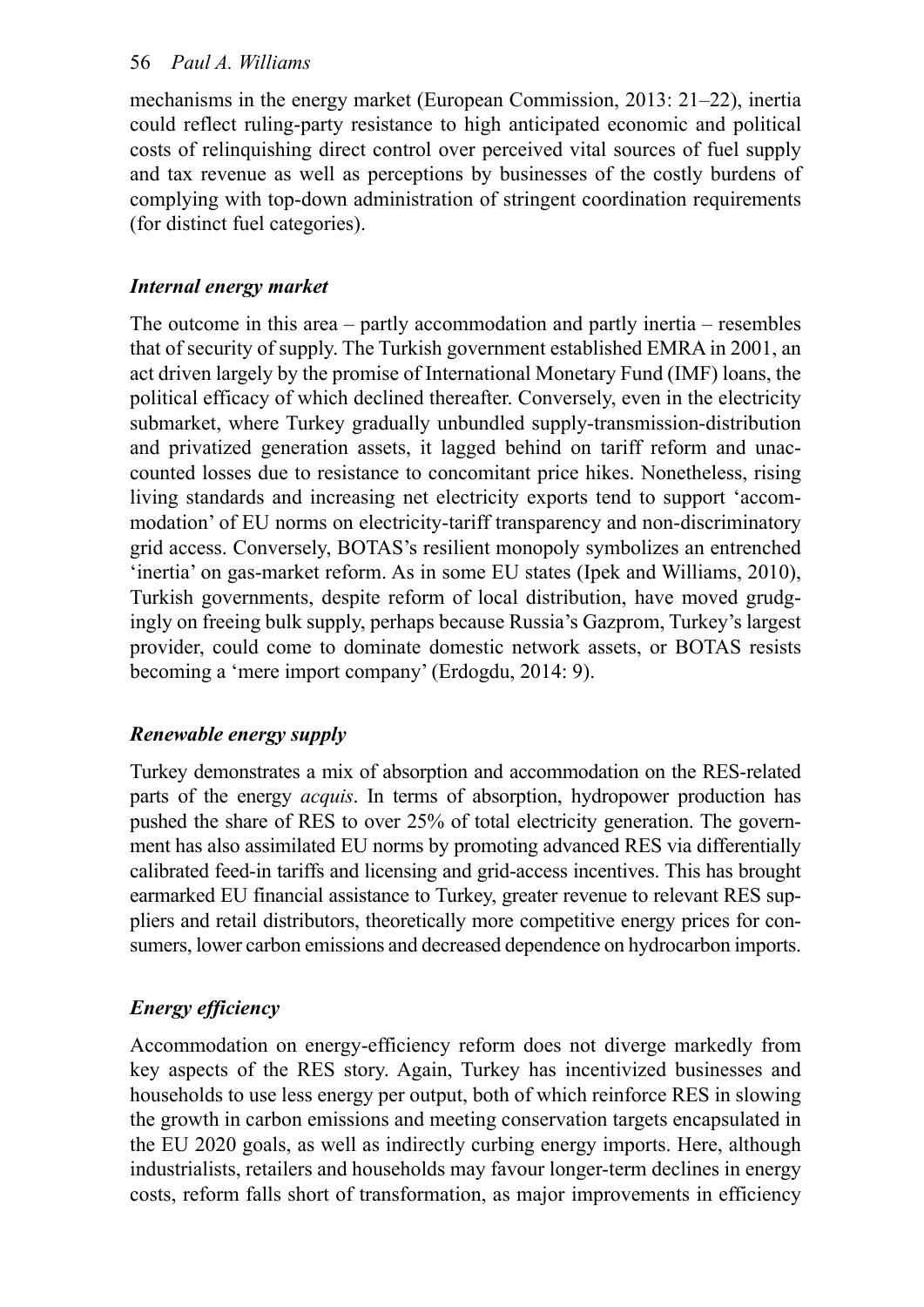mechanisms in the energy market (European Commission, 2013: 21–22), inertia could reflect ruling-party resistance to high anticipated economic and political costs of relinquishing direct control over perceived vital sources of fuel supply and tax revenue as well as perceptions by businesses of the costly burdens of complying with top-down administration of stringent coordination requirements (for distinct fuel categories).

### *Internal energy market*

The outcome in this area – partly accommodation and partly inertia – resembles that of security of supply. The Turkish government established EMRA in 2001, an act driven largely by the promise of International Monetary Fund (IMF) loans, the political efficacy of which declined thereafter. Conversely, even in the electricity submarket, where Turkey gradually unbundled supply-transmission-distribution and privatized generation assets, it lagged behind on tariff reform and unaccounted losses due to resistance to concomitant price hikes. Nonetheless, rising living standards and increasing net electricity exports tend to support 'accommodation' of EU norms on electricity-tariff transparency and non-discriminatory grid access. Conversely, BOTAS's resilient monopoly symbolizes an entrenched 'inertia' on gas-market reform. As in some EU states (Ipek and Williams, 2010), Turkish governments, despite reform of local distribution, have moved grudgingly on freeing bulk supply, perhaps because Russia's Gazprom, Turkey's largest provider, could come to dominate domestic network assets, or BOTAS resists becoming a 'mere import company' (Erdogdu, 2014: 9).

### *Renewable energy supply*

Turkey demonstrates a mix of absorption and accommodation on the RES-related parts of the energy *acquis*. In terms of absorption, hydropower production has pushed the share of RES to over 25% of total electricity generation. The government has also assimilated EU norms by promoting advanced RES via differentially calibrated feed-in tariffs and licensing and grid-access incentives. This has brought earmarked EU financial assistance to Turkey, greater revenue to relevant RES suppliers and retail distributors, theoretically more competitive energy prices for consumers, lower carbon emissions and decreased dependence on hydrocarbon imports.

### *Energy efficiency*

Accommodation on energy-efficiency reform does not diverge markedly from key aspects of the RES story. Again, Turkey has incentivized businesses and households to use less energy per output, both of which reinforce RES in slowing the growth in carbon emissions and meeting conservation targets encapsulated in the EU 2020 goals, as well as indirectly curbing energy imports. Here, although industrialists, retailers and households may favour longer-term declines in energy costs, reform falls short of transformation, as major improvements in efficiency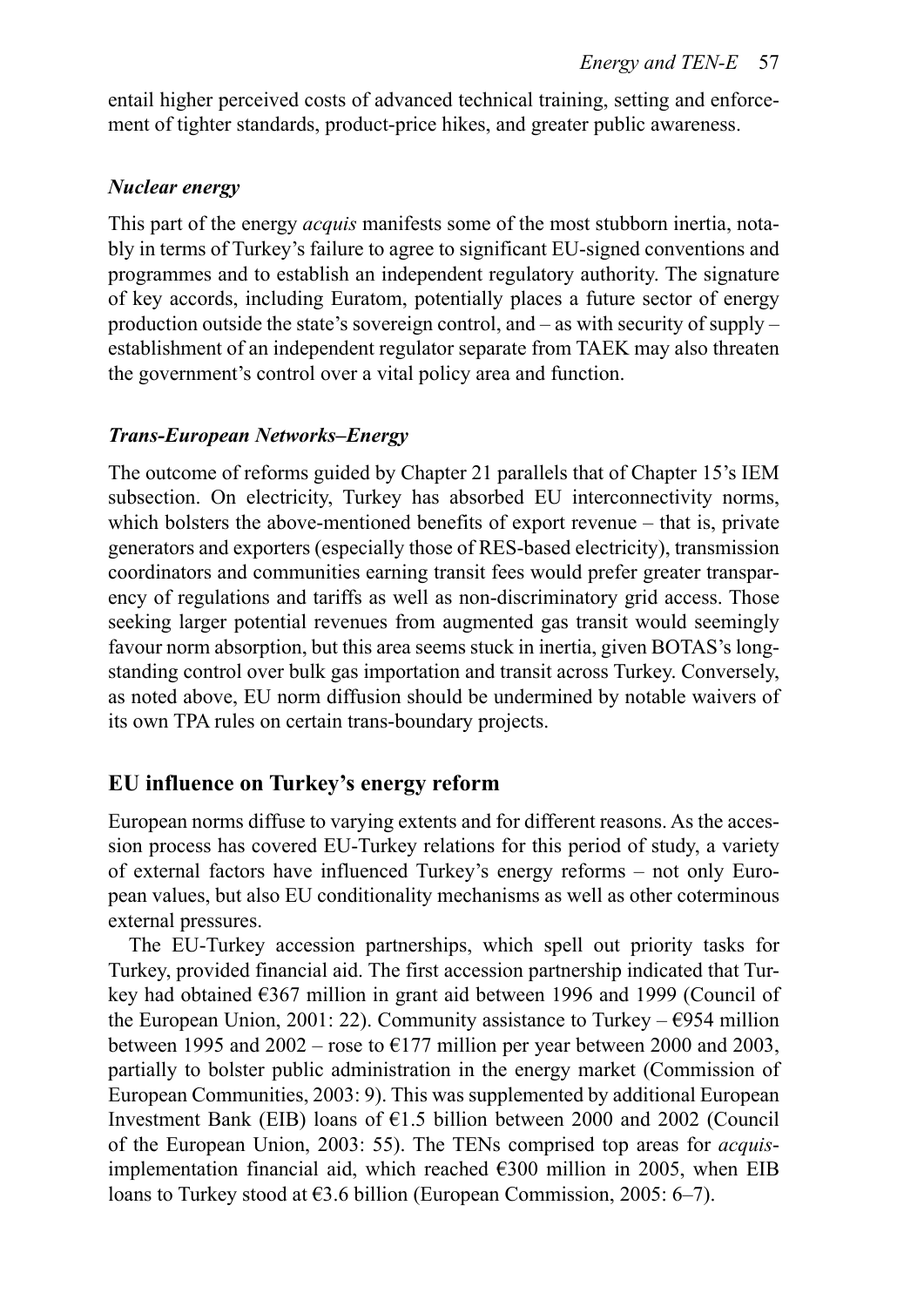entail higher perceived costs of advanced technical training, setting and enforcement of tighter standards, product-price hikes, and greater public awareness.

### *Nuclear energy*

This part of the energy *acquis* manifests some of the most stubborn inertia, notably in terms of Turkey's failure to agree to significant EU-signed conventions and programmes and to establish an independent regulatory authority. The signature of key accords, including Euratom, potentially places a future sector of energy production outside the state's sovereign control, and – as with security of supply – establishment of an independent regulator separate from TAEK may also threaten the government's control over a vital policy area and function.

### *Trans-European Networks–Energy*

The outcome of reforms guided by Chapter 21 parallels that of Chapter 15's IEM subsection. On electricity, Turkey has absorbed EU interconnectivity norms, which bolsters the above-mentioned benefits of export revenue – that is, private generators and exporters (especially those of RES-based electricity), transmission coordinators and communities earning transit fees would prefer greater transparency of regulations and tariffs as well as non-discriminatory grid access. Those seeking larger potential revenues from augmented gas transit would seemingly favour norm absorption, but this area seems stuck in inertia, given BOTAS's longstanding control over bulk gas importation and transit across Turkey. Conversely, as noted above, EU norm diffusion should be undermined by notable waivers of its own TPA rules on certain trans-boundary projects.

## EU influence on Turkey's energy reform

European norms diffuse to varying extents and for different reasons. As the accession process has covered EU-Turkey relations for this period of study, a variety of external factors have influenced Turkey's energy reforms – not only European values, but also EU conditionality mechanisms as well as other coterminous external pressures.

The EU-Turkey accession partnerships, which spell out priority tasks for Turkey, provided financial aid. The first accession partnership indicated that Turkey had obtained €367 million in grant aid between 1996 and 1999 (Council of the European Union, 2001: 22). Community assistance to Turkey – €954 million between 1995 and 2002 – rose to €177 million per year between 2000 and 2003, partially to bolster public administration in the energy market (Commission of European Communities, 2003: 9). This was supplemented by additional European Investment Bank (EIB) loans of €1.5 billion between 2000 and 2002 (Council of the European Union, 2003: 55). The TENs comprised top areas for *acquis*-implementation financial aid, which reached €300 million in 2005, when EIB loans to Turkey stood at €3.6 billion (European Commission, 2005: 6–7).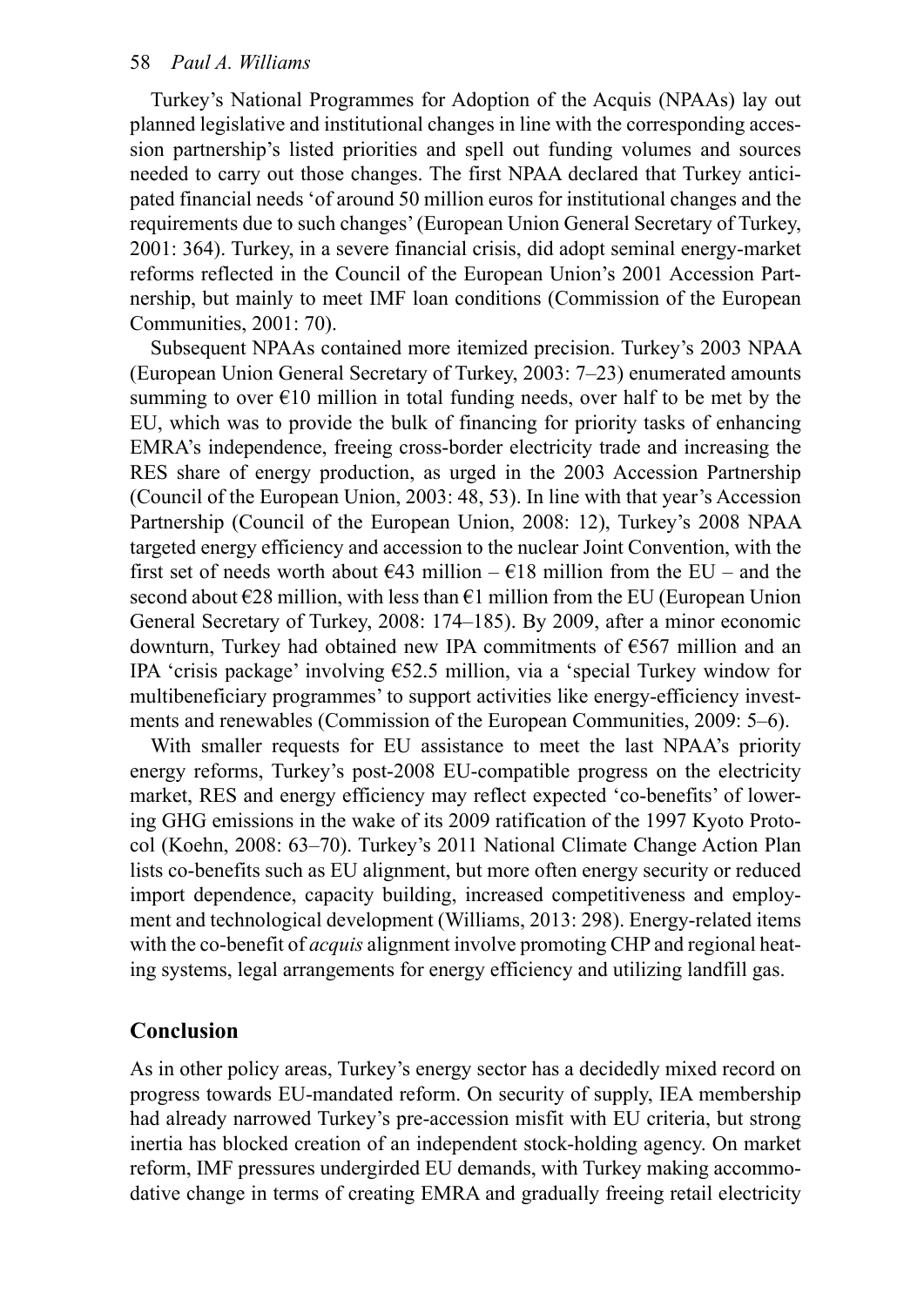Turkey's National Programmes for Adoption of the Acquis (NPAAs) lay out planned legislative and institutional changes in line with the corresponding accession partnership's listed priorities and spell out funding volumes and sources needed to carry out those changes. The first NPAA declared that Turkey anticipated financial needs 'of around 50 million euros for institutional changes and the requirements due to such changes' (European Union General Secretary of Turkey, 2001: 364). Turkey, in a severe financial crisis, did adopt seminal energy-market reforms reflected in the Council of the European Union's 2001 Accession Partnership, but mainly to meet IMF loan conditions (Commission of the European Communities, 2001: 70).

Subsequent NPAAs contained more itemized precision. Turkey's 2003 NPAA (European Union General Secretary of Turkey, 2003: 7–23) enumerated amounts summing to over €10 million in total funding needs, over half to be met by the EU, which was to provide the bulk of financing for priority tasks of enhancing EMRA's independence, freeing cross-border electricity trade and increasing the RES share of energy production, as urged in the 2003 Accession Partnership (Council of the European Union, 2003: 48, 53). In line with that year's Accession Partnership (Council of the European Union, 2008: 12), Turkey's 2008 NPAA targeted energy efficiency and accession to the nuclear Joint Convention, with the first set of needs worth about €43 million – €18 million from the EU – and the second about €28 million, with less than €1 million from the EU (European Union General Secretary of Turkey, 2008: 174–185). By 2009, after a minor economic downturn, Turkey had obtained new IPA commitments of €567 million and an IPA 'crisis package' involving €52.5 million, via a 'special Turkey window for multibeneficiary programmes' to support activities like energy-efficiency investments and renewables (Commission of the European Communities, 2009: 5–6).

With smaller requests for EU assistance to meet the last NPAA's priority energy reforms, Turkey's post-2008 EU-compatible progress on the electricity market, RES and energy efficiency may reflect expected 'co-benefits' of lowering GHG emissions in the wake of its 2009 ratification of the 1997 Kyoto Protocol (Koehn, 2008: 63–70). Turkey's 2011 National Climate Change Action Plan lists co-benefits such as EU alignment, but more often energy security or reduced import dependence, capacity building, increased competitiveness and employment and technological development (Williams, 2013: 298). Energy-related items with the co-benefit of *acquis* alignment involve promoting CHP and regional heating systems, legal arrangements for energy efficiency and utilizing landfill gas.

## Conclusion

As in other policy areas, Turkey's energy sector has a decidedly mixed record on progress towards EU-mandated reform. On security of supply, IEA membership had already narrowed Turkey's pre-accession misfit with EU criteria, but strong inertia has blocked creation of an independent stock-holding agency. On market reform, IMF pressures undergirded EU demands, with Turkey making accommodative change in terms of creating EMRA and gradually freeing retail electricity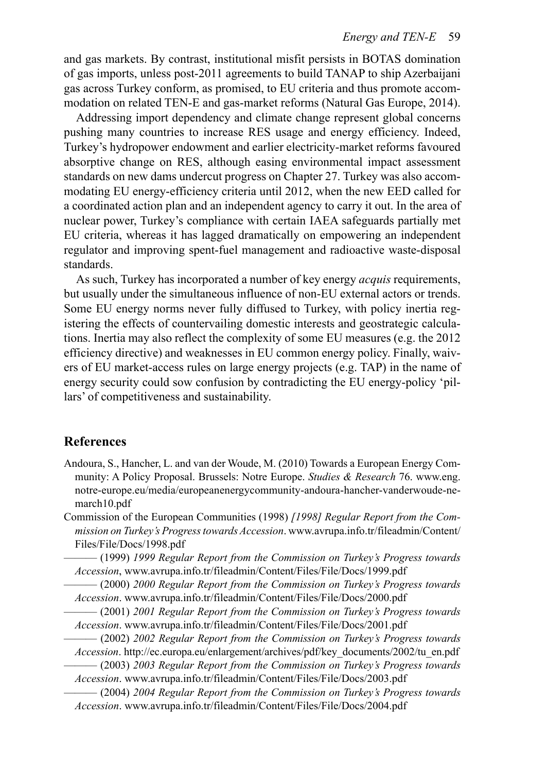and gas markets. By contrast, institutional misfit persists in BOTAS domination of gas imports, unless post-2011 agreements to build TANAP to ship Azerbaijani gas across Turkey conform, as promised, to EU criteria and thus promote accommodation on related TEN-E and gas-market reforms (Natural Gas Europe, 2014).

Addressing import dependency and climate change represent global concerns pushing many countries to increase RES usage and energy efficiency. Indeed, Turkey's hydropower endowment and earlier electricity-market reforms favoured absorptive change on RES, although easing environmental impact assessment standards on new dams undercut progress on Chapter 27. Turkey was also accommodating EU energy-efficiency criteria until 2012, when the new EED called for a coordinated action plan and an independent agency to carry it out. In the area of nuclear power, Turkey's compliance with certain IAEA safeguards partially met EU criteria, whereas it has lagged dramatically on empowering an independent regulator and improving spent-fuel management and radioactive waste-disposal standards.

As such, Turkey has incorporated a number of key energy *acquis* requirements, but usually under the simultaneous influence of non-EU external actors or trends. Some EU energy norms never fully diffused to Turkey, with policy inertia registering the effects of countervailing domestic interests and geostrategic calculations. Inertia may also reflect the complexity of some EU measures (e.g. the 2012 efficiency directive) and weaknesses in EU common energy policy. Finally, waivers of EU market-access rules on large energy projects (e.g. TAP) in the name of energy security could sow confusion by contradicting the EU energy-policy 'pillars' of competitiveness and sustainability.

## References

Andoura, S., Hancher, L. and van der Woude, M. (2010) Towards a European Energy Community: A Policy Proposal. Brussels: Notre Europe. *Studies & Research* 76. www.eng.notre-europe.eu/media/europeanenergycommunity-andoura-hancher-vanderwoude-ne-march10.pdf

Commission of the European Communities (1998) *[1998] Regular Report from the Commission on Turkey's Progress towards Accession*. www.avrupa.info.tr/fileadmin/Content/Files/File/Docs/1998.pdf

——— (1999) *1999 Regular Report from the Commission on Turkey's Progress towards Accession*, www.avrupa.info.tr/fileadmin/Content/Files/File/Docs/1999.pdf

——— (2000) *2000 Regular Report from the Commission on Turkey's Progress towards Accession*. www.avrupa.info.tr/fileadmin/Content/Files/File/Docs/2000.pdf

——— (2001) *2001 Regular Report from the Commission on Turkey's Progress towards Accession*. www.avrupa.info.tr/fileadmin/Content/Files/File/Docs/2001.pdf

——— (2002) *2002 Regular Report from the Commission on Turkey's Progress towards Accession*. http://ec.europa.eu/enlargement/archives/pdf/key_documents/2002/tu_en.pdf

——— (2003) *2003 Regular Report from the Commission on Turkey's Progress towards Accession*. www.avrupa.info.tr/fileadmin/Content/Files/File/Docs/2003.pdf

——— (2004) *2004 Regular Report from the Commission on Turkey's Progress towards Accession*. www.avrupa.info.tr/fileadmin/Content/Files/File/Docs/2004.pdf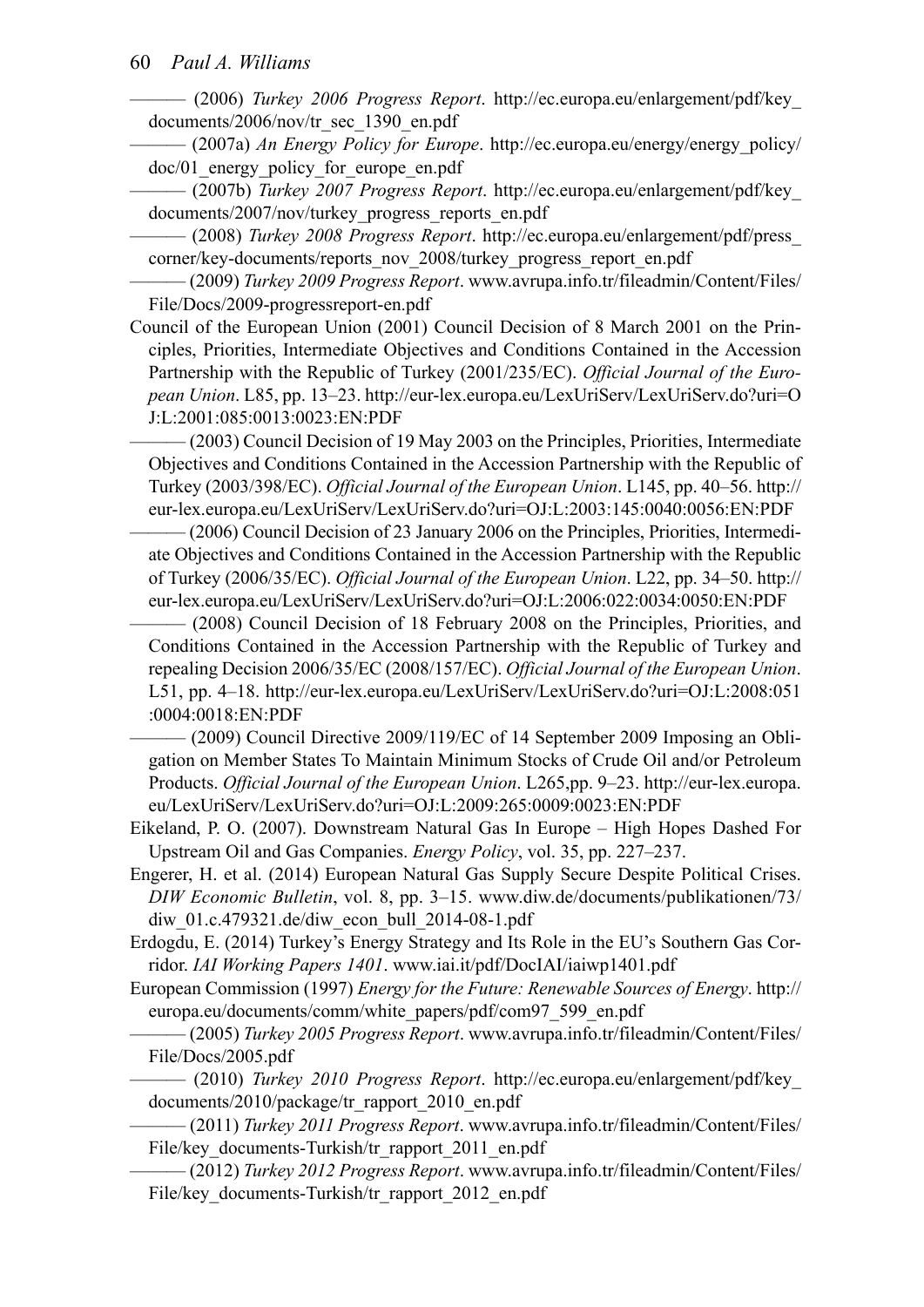——— (2006) *Turkey 2006 Progress Report*. http://ec.europa.eu/enlargement/pdf/key_documents/2006/nov/tr_sec_1390_en.pdf

——— (2007a) *An Energy Policy for Europe*. http://ec.europa.eu/energy/energy_policy/doc/01_energy_policy_for_europe_en.pdf

——— (2007b) *Turkey 2007 Progress Report*. http://ec.europa.eu/enlargement/pdf/key_documents/2007/nov/turkey_progress_reports_en.pdf

——— (2008) *Turkey 2008 Progress Report*. http://ec.europa.eu/enlargement/pdf/press_corner/key-documents/reports_nov_2008/turkey_progress_report_en.pdf

——— (2009) *Turkey 2009 Progress Report*. www.avrupa.info.tr/fileadmin/Content/Files/File/Docs/2009-progressreport-en.pdf

Council of the European Union (2001) Council Decision of 8 March 2001 on the Principles, Priorities, Intermediate Objectives and Conditions Contained in the Accession Partnership with the Republic of Turkey (2001/235/EC). *Official Journal of the European Union*. L85, pp. 13–23. http://eur-lex.europa.eu/LexUriServ/LexUriServ.do?uri=OJ:L:2001:085:0013:0023:EN:PDF

——— (2003) Council Decision of 19 May 2003 on the Principles, Priorities, Intermediate Objectives and Conditions Contained in the Accession Partnership with the Republic of Turkey (2003/398/EC). *Official Journal of the European Union*. L145, pp. 40–56. http://eur-lex.europa.eu/LexUriServ/LexUriServ.do?uri=OJ:L:2003:145:0040:0056:EN:PDF

——— (2006) Council Decision of 23 January 2006 on the Principles, Priorities, Intermediate Objectives and Conditions Contained in the Accession Partnership with the Republic of Turkey (2006/35/EC). *Official Journal of the European Union*. L22, pp. 34–50. http://eur-lex.europa.eu/LexUriServ/LexUriServ.do?uri=OJ:L:2006:022:0034:0050:EN:PDF

——— (2008) Council Decision of 18 February 2008 on the Principles, Priorities, and Conditions Contained in the Accession Partnership with the Republic of Turkey and repealing Decision 2006/35/EC (2008/157/EC). *Official Journal of the European Union*. L51, pp. 4–18. http://eur-lex.europa.eu/LexUriServ/LexUriServ.do?uri=OJ:L:2008:051:0004:0018:EN:PDF

——— (2009) Council Directive 2009/119/EC of 14 September 2009 Imposing an Obligation on Member States To Maintain Minimum Stocks of Crude Oil and/or Petroleum Products. *Official Journal of the European Union*. L265,pp. 9–23. http://eur-lex.europa.eu/LexUriServ/LexUriServ.do?uri=OJ:L:2009:265:0009:0023:EN:PDF

Eikeland, P. O. (2007). Downstream Natural Gas In Europe – High Hopes Dashed For Upstream Oil and Gas Companies. *Energy Policy*, vol. 35, pp. 227–237.

Engerer, H. et al. (2014) European Natural Gas Supply Secure Despite Political Crises. *DIW Economic Bulletin*, vol. 8, pp. 3–15. www.diw.de/documents/publikationen/73/diw_01.c.479321.de/diw_econ_bull_2014-08-1.pdf

Erdogdu, E. (2014) Turkey's Energy Strategy and Its Role in the EU's Southern Gas Corridor. *IAI Working Papers 1401*. www.iai.it/pdf/DocIAI/iaiwp1401.pdf

European Commission (1997) *Energy for the Future: Renewable Sources of Energy*. http://europa.eu/documents/comm/white_papers/pdf/com97_599_en.pdf

——— (2005) *Turkey 2005 Progress Report*. www.avrupa.info.tr/fileadmin/Content/Files/File/Docs/2005.pdf

——— (2010) *Turkey 2010 Progress Report*. http://ec.europa.eu/enlargement/pdf/key_documents/2010/package/tr_rapport_2010_en.pdf

——— (2011) *Turkey 2011 Progress Report*. www.avrupa.info.tr/fileadmin/Content/Files/File/key_documents-Turkish/tr_rapport_2011_en.pdf

——— (2012) *Turkey 2012 Progress Report*. www.avrupa.info.tr/fileadmin/Content/Files/File/key_documents-Turkish/tr_rapport_2012_en.pdf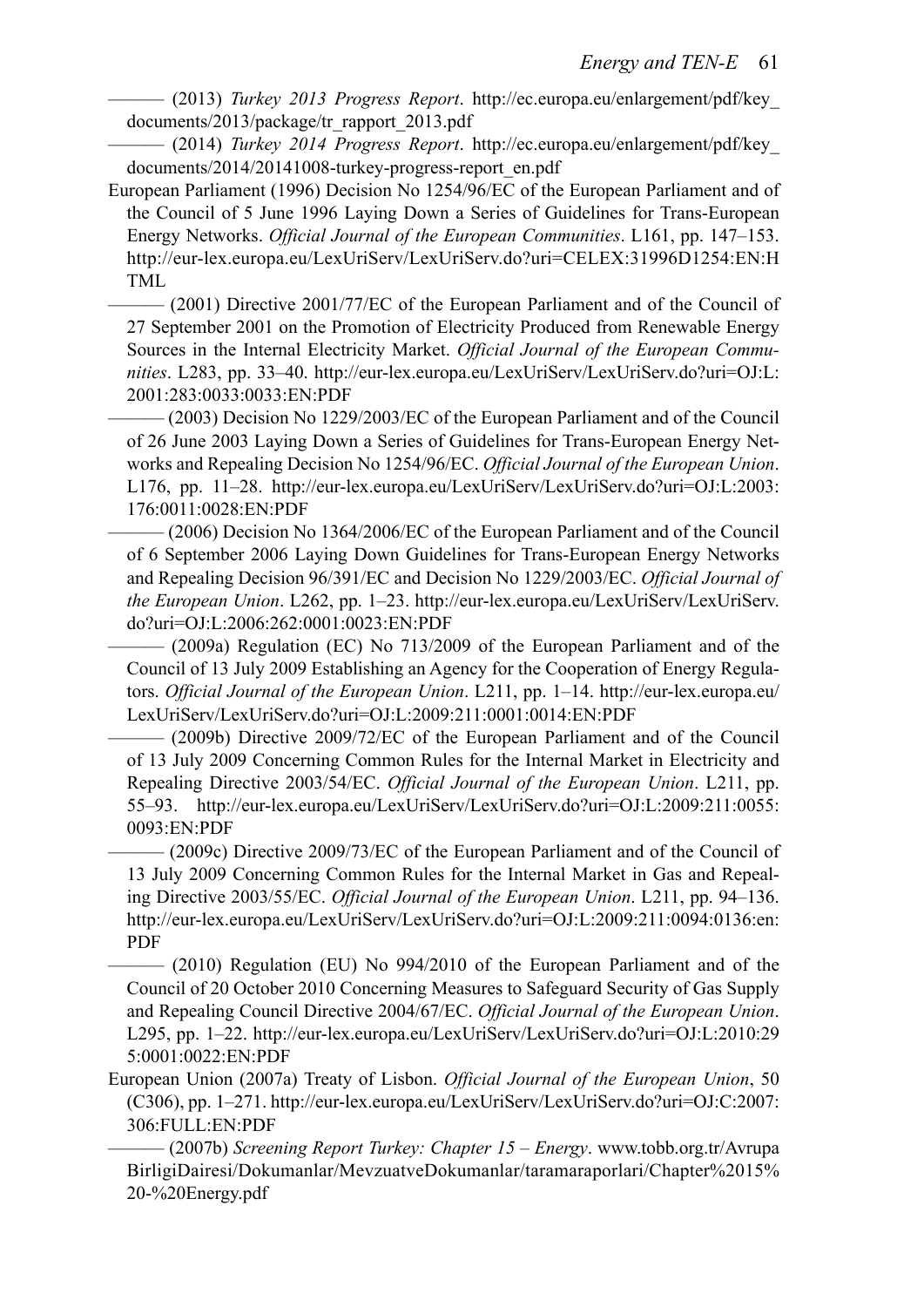——— (2013) *Turkey 2013 Progress Report*. http://ec.europa.eu/enlargement/pdf/key_documents/2013/package/tr_rapport_2013.pdf

——— (2014) *Turkey 2014 Progress Report*. http://ec.europa.eu/enlargement/pdf/key_documents/2014/20141008-turkey-progress-report_en.pdf

European Parliament (1996) Decision No 1254/96/EC of the European Parliament and of the Council of 5 June 1996 Laying Down a Series of Guidelines for Trans-European Energy Networks. *Official Journal of the European Communities*. L161, pp. 147–153. http://eur-lex.europa.eu/LexUriServ/LexUriServ.do?uri=CELEX:31996D1254:EN:HTML

——— (2001) Directive 2001/77/EC of the European Parliament and of the Council of 27 September 2001 on the Promotion of Electricity Produced from Renewable Energy Sources in the Internal Electricity Market. *Official Journal of the European Communities*. L283, pp. 33–40. http://eur-lex.europa.eu/LexUriServ/LexUriServ.do?uri=OJ:L:2001:283:0033:0033:EN:PDF

——— (2003) Decision No 1229/2003/EC of the European Parliament and of the Council of 26 June 2003 Laying Down a Series of Guidelines for Trans-European Energy Networks and Repealing Decision No 1254/96/EC. *Official Journal of the European Union*. L176, pp. 11–28. http://eur-lex.europa.eu/LexUriServ/LexUriServ.do?uri=OJ:L:2003:176:0011:0028:EN:PDF

——— (2006) Decision No 1364/2006/EC of the European Parliament and of the Council of 6 September 2006 Laying Down Guidelines for Trans-European Energy Networks and Repealing Decision 96/391/EC and Decision No 1229/2003/EC. *Official Journal of the European Union*. L262, pp. 1–23. http://eur-lex.europa.eu/LexUriServ/LexUriServ.do?uri=OJ:L:2006:262:0001:0023:EN:PDF

——— (2009a) Regulation (EC) No 713/2009 of the European Parliament and of the Council of 13 July 2009 Establishing an Agency for the Cooperation of Energy Regulators. *Official Journal of the European Union*. L211, pp. 1–14. http://eur-lex.europa.eu/LexUriServ/LexUriServ.do?uri=OJ:L:2009:211:0001:0014:EN:PDF

——— (2009b) Directive 2009/72/EC of the European Parliament and of the Council of 13 July 2009 Concerning Common Rules for the Internal Market in Electricity and Repealing Directive 2003/54/EC. *Official Journal of the European Union*. L211, pp. 55–93. http://eur-lex.europa.eu/LexUriServ/LexUriServ.do?uri=OJ:L:2009:211:0055:0093:EN:PDF

——— (2009c) Directive 2009/73/EC of the European Parliament and of the Council of 13 July 2009 Concerning Common Rules for the Internal Market in Gas and Repealing Directive 2003/55/EC. *Official Journal of the European Union*. L211, pp. 94–136. http://eur-lex.europa.eu/LexUriServ/LexUriServ.do?uri=OJ:L:2009:211:0094:0136:en:PDF

——— (2010) Regulation (EU) No 994/2010 of the European Parliament and of the Council of 20 October 2010 Concerning Measures to Safeguard Security of Gas Supply and Repealing Council Directive 2004/67/EC. *Official Journal of the European Union*. L295, pp. 1–22. http://eur-lex.europa.eu/LexUriServ/LexUriServ.do?uri=OJ:L:2010:295:0001:0022:EN:PDF

European Union (2007a) Treaty of Lisbon. *Official Journal of the European Union*, 50 (C306), pp. 1–271. http://eur-lex.europa.eu/LexUriServ/LexUriServ.do?uri=OJ:C:2007:306:FULL:EN:PDF

——— (2007b) *Screening Report Turkey: Chapter 15 – Energy*. www.tobb.org.tr/AvrupaBirligiDairesi/Dokumanlar/MevzuatveDokumanlar/taramaraporlari/Chapter%2015%20-%20Energy.pdf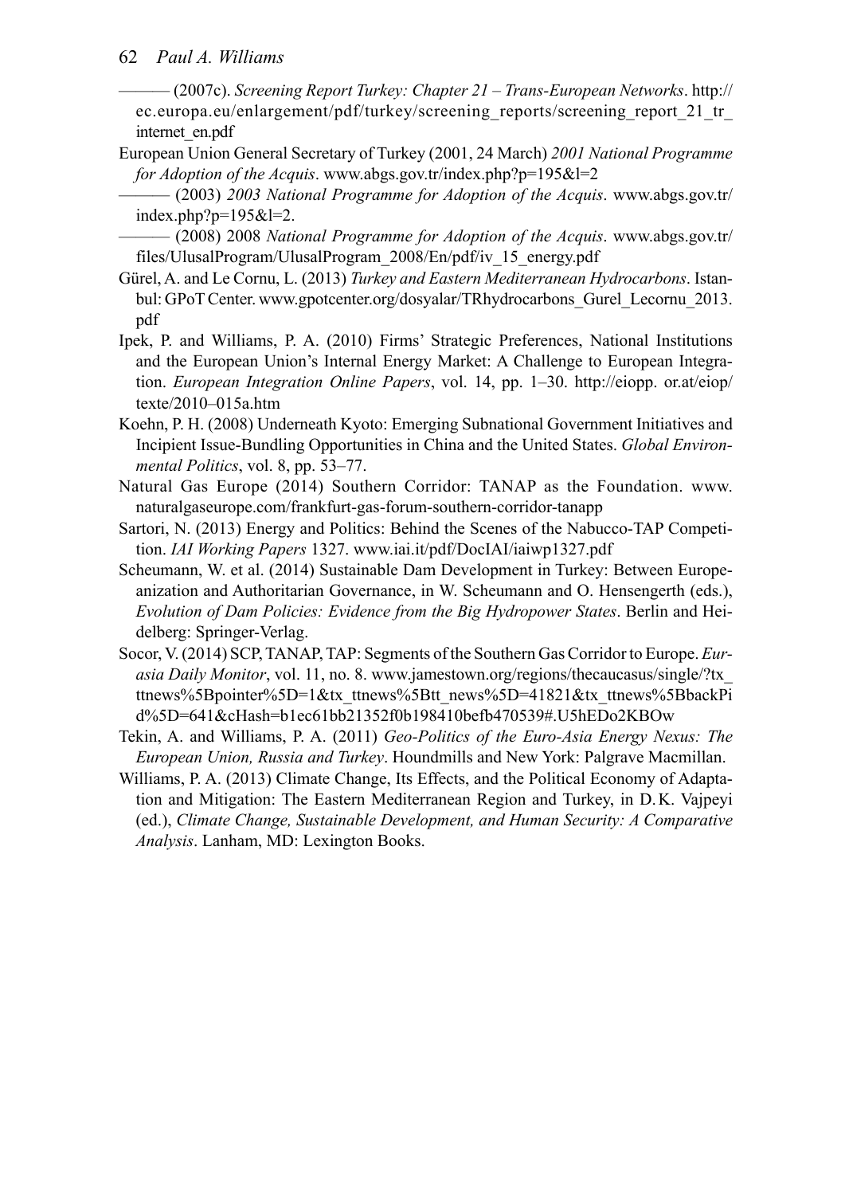——— (2007c). *Screening Report Turkey: Chapter 21 – Trans-European Networks*. http://ec.europa.eu/enlargement/pdf/turkey/screening_reports/screening_report_21_tr_internet_en.pdf

European Union General Secretary of Turkey (2001, 24 March) *2001 National Programme for Adoption of the Acquis*. www.abgs.gov.tr/index.php?p=195&l=2

——— (2003) *2003 National Programme for Adoption of the Acquis*. www.abgs.gov.tr/index.php?p=195&l=2.

——— (2008) 2008 *National Programme for Adoption of the Acquis*. www.abgs.gov.tr/files/UlusalProgram/UlusalProgram_2008/En/pdf/iv_15_energy.pdf

Gürel, A. and Le Cornu, L. (2013) *Turkey and Eastern Mediterranean Hydrocarbons*. Istanbul: GPoT Center. www.gpotcenter.org/dosyalar/TRhydrocarbons_Gurel_Lecornu_2013.pdf

Ipek, P. and Williams, P. A. (2010) Firms' Strategic Preferences, National Institutions and the European Union's Internal Energy Market: A Challenge to European Integration. *European Integration Online Papers*, vol. 14, pp. 1–30. http://eiopp. or.at/eiop/texte/2010–015a.htm

Koehn, P. H. (2008) Underneath Kyoto: Emerging Subnational Government Initiatives and Incipient Issue-Bundling Opportunities in China and the United States. *Global Environmental Politics*, vol. 8, pp. 53–77.

Natural Gas Europe (2014) Southern Corridor: TANAP as the Foundation. www.naturalgaseurope.com/frankfurt-gas-forum-southern-corridor-tanapp

Sartori, N. (2013) Energy and Politics: Behind the Scenes of the Nabucco-TAP Competition. *IAI Working Papers* 1327. www.iai.it/pdf/DocIAI/iaiwp1327.pdf

Scheumann, W. et al. (2014) Sustainable Dam Development in Turkey: Between Europeanization and Authoritarian Governance, in W. Scheumann and O. Hensengerth (eds.), *Evolution of Dam Policies: Evidence from the Big Hydropower States*. Berlin and Heidelberg: Springer-Verlag.

Socor, V. (2014) SCP, TANAP, TAP: Segments of the Southern Gas Corridor to Europe. *Eurasia Daily Monitor*, vol. 11, no. 8. www.jamestown.org/regions/thecaucasus/single/?tx_ttnews%5Bpointer%5D=1&tx_ttnews%5Btt_news%5D=41821&tx_ttnews%5BbackPid%5D=641&cHash=b1ec61bb21352f0b198410befb470539#.U5hEDo2KBOw

Tekin, A. and Williams, P. A. (2011) *Geo-Politics of the Euro-Asia Energy Nexus: The European Union, Russia and Turkey*. Houndmills and New York: Palgrave Macmillan.

Williams, P. A. (2013) Climate Change, Its Effects, and the Political Economy of Adaptation and Mitigation: The Eastern Mediterranean Region and Turkey, in D. K. Vajpeyi (ed.), *Climate Change, Sustainable Development, and Human Security: A Comparative Analysis*. Lanham, MD: Lexington Books.